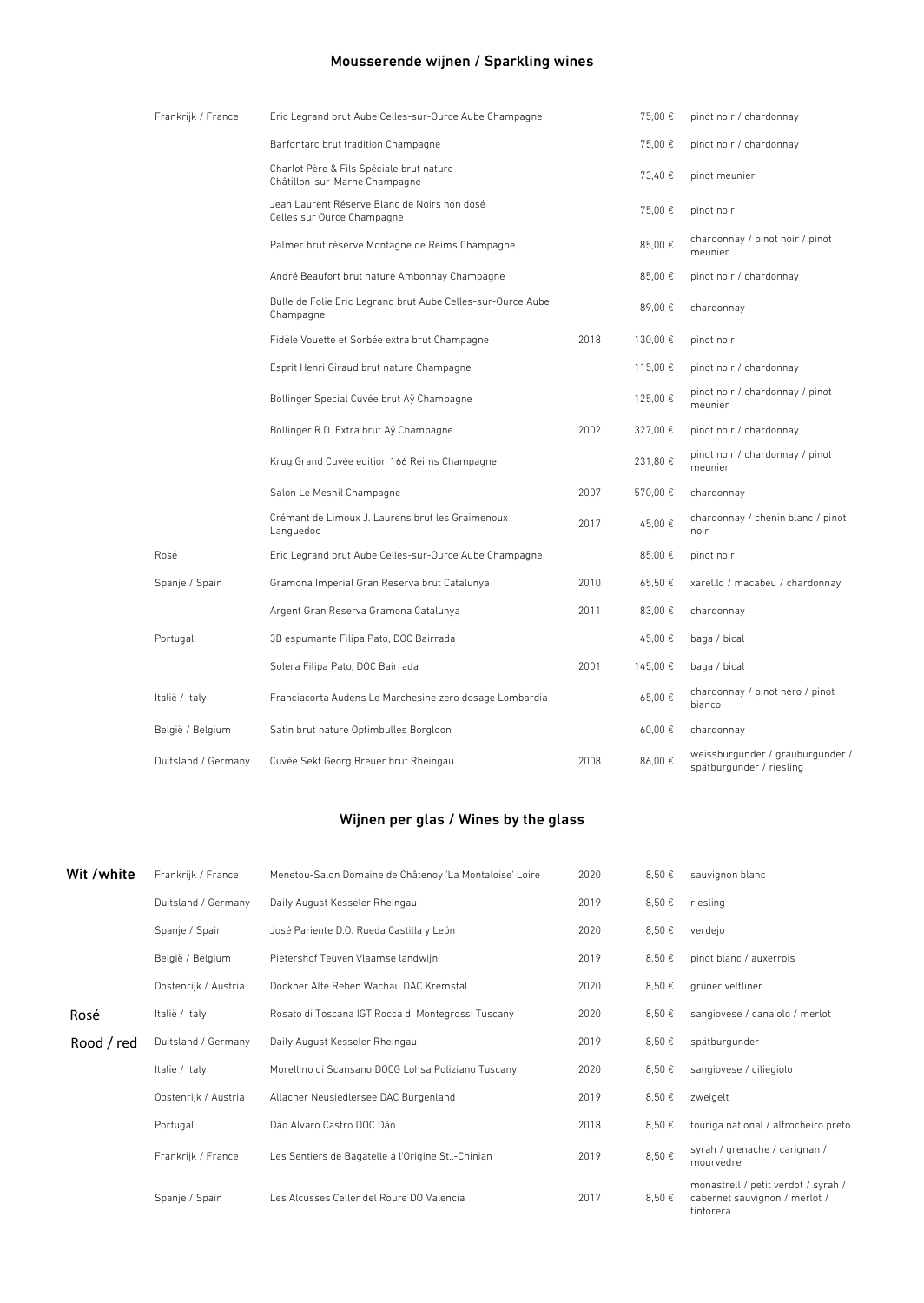## Mousserende wijnen / Sparkling wines

| | | | | |
|---|---|---|---|---|
| Frankrijk / France | Eric Legrand brut Aube Celles-sur-Ource Aube Champagne | | 75,00 € | pinot noir / chardonnay |
| | Barfontarc brut tradition Champagne | | 75,00 € | pinot noir / chardonnay |
| | Charlot Père & Fils Spéciale brut nature Châtillon-sur-Marne Champagne | | 73,40 € | pinot meunier |
| | Jean Laurent Réserve Blanc de Noirs non dosé Celles sur Ource Champagne | | 75,00 € | pinot noir |
| | Palmer brut réserve Montagne de Reims Champagne | | 85,00 € | chardonnay / pinot noir / pinot meunier |
| | André Beaufort brut nature Ambonnay Champagne | | 85,00 € | pinot noir / chardonnay |
| | Bulle de Folie Eric Legrand brut Aube Celles-sur-Ource Aube Champagne | | 89,00 € | chardonnay |
| | Fidèle Vouette et Sorbée extra brut Champagne | 2018 | 130,00 € | pinot noir |
| | Esprit Henri Giraud brut nature Champagne | | 115,00 € | pinot noir / chardonnay |
| | Bollinger Special Cuvée brut Aÿ Champagne | | 125,00 € | pinot noir / chardonnay / pinot meunier |
| | Bollinger R.D. Extra brut Aÿ Champagne | 2002 | 327,00 € | pinot noir / chardonnay |
| | Krug Grand Cuvée edition 166 Reims Champagne | | 231,80 € | pinot noir / chardonnay / pinot meunier |
| | Salon Le Mesnil Champagne | 2007 | 570,00 € | chardonnay |
| | Crémant de Limoux J. Laurens brut les Graimenoux Languedoc | 2017 | 45,00 € | chardonnay / chenin blanc / pinot noir |
| Rosé | Eric Legrand brut Aube Celles-sur-Ource Aube Champagne | | 85,00 € | pinot noir |
| Spanje / Spain | Gramona Imperial Gran Reserva brut Catalunya | 2010 | 65,50 € | xarel.lo / macabeu / chardonnay |
| | Argent Gran Reserva Gramona Catalunya | 2011 | 83,00 € | chardonnay |
| Portugal | 3B espumante Filipa Pato, DOC Bairrada | | 45,00 € | baga / bical |
| | Solera Filipa Pato, DOC Bairrada | 2001 | 145,00 € | baga / bical |
| Italië / Italy | Franciacorta Audens Le Marchesine zero dosage Lombardia | | 65,00 € | chardonnay / pinot nero / pinot bianco |
| België / Belgium | Satin brut nature Optimbulles Borgloon | | 60,00 € | chardonnay |
| Duitsland / Germany | Cuvée Sekt Georg Breuer brut Rheingau | 2008 | 86,00 € | weissburgunder / grauburgunder / spätburgunder / riesling |

## Wijnen per glas / Wines by the glass

| | | | | | |
|---|---|---|---|---|---|
| Wit / white | Frankrijk / France | Menetou-Salon Domaine de Châtenoy 'La Montaloise' Loire | 2020 | 8,50 € | sauvignon blanc |
| | Duitsland / Germany | Daily August Kesseler Rheingau | 2019 | 8,50 € | riesling |
| | Spanje / Spain | José Pariente D.O. Rueda Castilla y León | 2020 | 8,50 € | verdejo |
| | België / Belgium | Pietershof Teuven Vlaamse landwijn | 2019 | 8,50 € | pinot blanc / auxerrois |
| | Oostenrijk / Austria | Dockner Alte Reben Wachau DAC Kremstal | 2020 | 8,50 € | grüner veltliner |
| Rosé | Italië / Italy | Rosato di Toscana IGT Rocca di Montegrossi Tuscany | 2020 | 8,50 € | sangiovese / canaiolo / merlot |
| Rood / red | Duitsland / Germany | Daily August Kesseler Rheingau | 2019 | 8,50 € | spätburgunder |
| | Italie / Italy | Morellino di Scansano DOCG Lohsa Poliziano Tuscany | 2020 | 8,50 € | sangiovese / ciliegiolo |
| | Oostenrijk / Austria | Allacher Neusiedlersee DAC Burgenland | 2019 | 8,50 € | zweigelt |
| | Portugal | Dão Alvaro Castro DOC Dão | 2018 | 8,50 € | touriga national / alfrocheiro preto |
| | Frankrijk / France | Les Sentiers de Bagatelle à l'Origine St..-Chinian | 2019 | 8,50 € | syrah / grenache / carignan / mourvèdre |
| | Spanje / Spain | Les Alcusses Celler del Roure DO Valencia | 2017 | 8,50 € | monastrell / petit verdot / syrah / cabernet sauvignon / merlot / tintorera |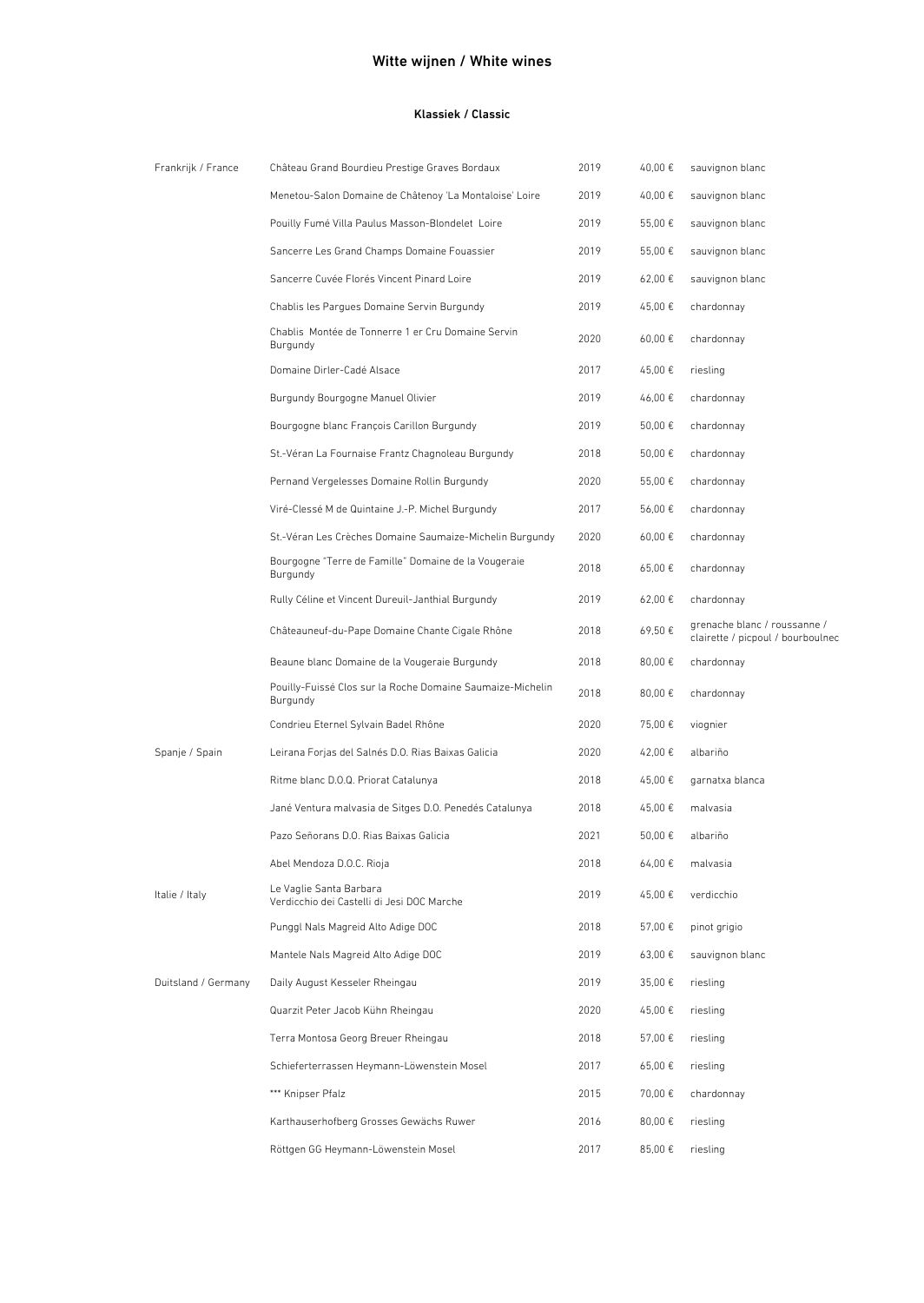# Witte wijnen / White wines

## Klassiek / Classic

| | | | | |
|---|---|---|---|---|
| Frankrijk / France | Château Grand Bourdieu Prestige Graves Bordaux | 2019 | 40,00 € | sauvignon blanc |
| | Menetou-Salon Domaine de Châtenoy 'La Montaloise' Loire | 2019 | 40,00 € | sauvignon blanc |
| | Pouilly Fumé Villa Paulus Masson-Blondelet Loire | 2019 | 55,00 € | sauvignon blanc |
| | Sancerre Les Grand Champs Domaine Fouassier | 2019 | 55,00 € | sauvignon blanc |
| | Sancerre Cuvée Florés Vincent Pinard Loire | 2019 | 62,00 € | sauvignon blanc |
| | Chablis les Pargues Domaine Servin Burgundy | 2019 | 45,00 € | chardonnay |
| | Chablis Montée de Tonnerre 1 er Cru Domaine Servin Burgundy | 2020 | 60,00 € | chardonnay |
| | Domaine Dirler-Cadé Alsace | 2017 | 45,00 € | riesling |
| | Burgundy Bourgogne Manuel Olivier | 2019 | 46,00 € | chardonnay |
| | Bourgogne blanc François Carillon Burgundy | 2019 | 50,00 € | chardonnay |
| | St.-Véran La Fournaise Frantz Chagnoleau Burgundy | 2018 | 50,00 € | chardonnay |
| | Pernand Vergelesses Domaine Rollin Burgundy | 2020 | 55,00 € | chardonnay |
| | Viré-Clessé M de Quintaine J.-P. Michel Burgundy | 2017 | 56,00 € | chardonnay |
| | St.-Véran Les Crèches Domaine Saumaize-Michelin Burgundy | 2020 | 60,00 € | chardonnay |
| | Bourgogne "Terre de Famille" Domaine de la Vougeraie Burgundy | 2018 | 65,00 € | chardonnay |
| | Rully Céline et Vincent Dureuil-Janthial Burgundy | 2019 | 62,00 € | chardonnay |
| | Châteauneuf-du-Pape Domaine Chante Cigale Rhône | 2018 | 69,50 € | grenache blanc / roussanne / clairette / picpoul / bourboulnec |
| | Beaune blanc Domaine de la Vougeraie Burgundy | 2018 | 80,00 € | chardonnay |
| | Pouilly-Fuissé Clos sur la Roche Domaine Saumaize-Michelin Burgundy | 2018 | 80,00 € | chardonnay |
| | Condrieu Eternel Sylvain Badel Rhône | 2020 | 75,00 € | viognier |
| Spanje / Spain | Leirana Forjas del Salnés D.O. Rias Baixas Galicia | 2020 | 42,00 € | albariño |
| | Ritme blanc D.O.Q. Priorat Catalunya | 2018 | 45,00 € | garnatxa blanca |
| | Jané Ventura malvasia de Sitges D.O. Penedès Catalunya | 2018 | 45,00 € | malvasia |
| | Pazo Señorans D.O. Rias Baixas Galicia | 2021 | 50,00 € | albariño |
| | Abel Mendoza D.O.C. Rioja | 2018 | 64,00 € | malvasia |
| Italie / Italy | Le Vaglie Santa Barbara Verdicchio dei Castelli di Jesi DOC Marche | 2019 | 45,00 € | verdicchio |
| | Punggl Nals Magreid Alto Adige DOC | 2018 | 57,00 € | pinot grigio |
| | Mantele Nals Magreid Alto Adige DOC | 2019 | 63,00 € | sauvignon blanc |
| Duitsland / Germany | Daily August Kesseler Rheingau | 2019 | 35,00 € | riesling |
| | Quarzit Peter Jacob Kühn Rheingau | 2020 | 45,00 € | riesling |
| | Terra Montosa Georg Breuer Rheingau | 2018 | 57,00 € | riesling |
| | Schieferterrassen Heymann-Löwenstein Mosel | 2017 | 65,00 € | riesling |
| | *** Knipser Pfalz | 2015 | 70,00 € | chardonnay |
| | Karthauserhofberg Grosses Gewächs Ruwer | 2016 | 80,00 € | riesling |
| | Röttgen GG Heymann-Löwenstein Mosel | 2017 | 85,00 € | riesling |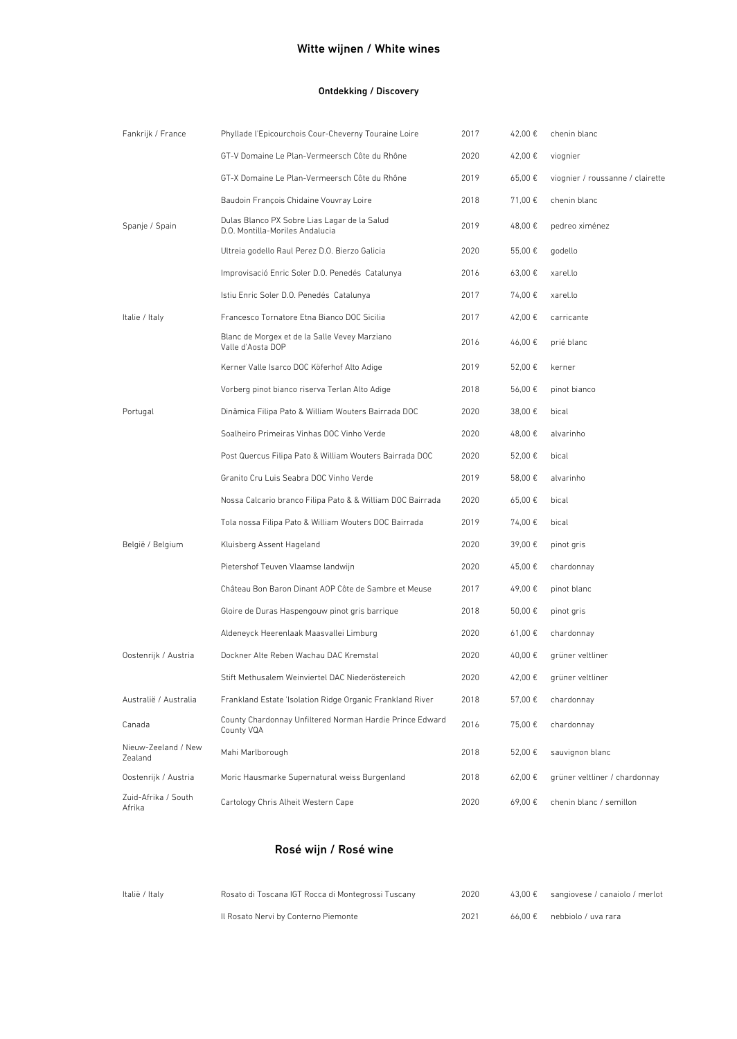## Witte wijnen / White wines

### Ontdekking / Discovery

| | | | | |
|---|---|---|---|---|
| Fankrijk / France | Phyllade l'Epicourchois Cour-Cheverny Touraine Loire | 2017 | 42,00 € | chenin blanc |
| | GT-V Domaine Le Plan-Vermeersch Côte du Rhône | 2020 | 42,00 € | viognier |
| | GT-X Domaine Le Plan-Vermeersch Côte du Rhône | 2019 | 65,00 € | viognier / roussanne / clairette |
| | Baudoin François Chidaine Vouvray Loire | 2018 | 71,00 € | chenin blanc |
| Spanje / Spain | Dulas Blanco PX Sobre Lias Lagar de la Salud D.O. Montilla-Moriles Andalucia | 2019 | 48,00 € | pedreo ximénez |
| | Ultreia godello Raul Perez D.O. Bierzo Galicia | 2020 | 55,00 € | godello |
| | Improvisació Enric Soler D.O. Penedés Catalunya | 2016 | 63,00 € | xarel.lo |
| | Istiu Enric Soler D.O. Penedés Catalunya | 2017 | 74,00 € | xarel.lo |
| Italie / Italy | Francesco Tornatore Etna Bianco DOC Sicilia | 2017 | 42,00 € | carricante |
| | Blanc de Morgex et de la Salle Vevey Marziano Valle d'Aosta DOP | 2016 | 46,00 € | prié blanc |
| | Kerner Valle Isarco DOC Köferhof Alto Adige | 2019 | 52,00 € | kerner |
| | Vorberg pinot bianco riserva Terlan Alto Adige | 2018 | 56,00 € | pinot bianco |
| Portugal | Dinâmica Filipa Pato & William Wouters Bairrada DOC | 2020 | 38,00 € | bical |
| | Soalheiro Primeiras Vinhas DOC Vinho Verde | 2020 | 48,00 € | alvarinho |
| | Post Quercus Filipa Pato & William Wouters Bairrada DOC | 2020 | 52,00 € | bical |
| | Granito Cru Luis Seabra DOC Vinho Verde | 2019 | 58,00 € | alvarinho |
| | Nossa Calcario branco Filipa Pato & & William DOC Bairrada | 2020 | 65,00 € | bical |
| | Tola nossa Filipa Pato & William Wouters DOC Bairrada | 2019 | 74,00 € | bical |
| België / Belgium | Kluisberg Assent Hageland | 2020 | 39,00 € | pinot gris |
| | Pietershof Teuven Vlaamse landwijn | 2020 | 45,00 € | chardonnay |
| | Château Bon Baron Dinant AOP Côte de Sambre et Meuse | 2017 | 49,00 € | pinot blanc |
| | Gloire de Duras Haspengouw pinot gris barrique | 2018 | 50,00 € | pinot gris |
| | Aldeneyck Heerenlaak Maasvallei Limburg | 2020 | 61,00 € | chardonnay |
| Oostenrijk / Austria | Dockner Alte Reben Wachau DAC Kremstal | 2020 | 40,00 € | grüner veltliner |
| | Stift Methusalem Weinviertel DAC Niederöstereich | 2020 | 42,00 € | grüner veltliner |
| Australië / Australia | Frankland Estate 'Isolation Ridge Organic Frankland River | 2018 | 57,00 € | chardonnay |
| Canada | County Chardonnay Unfiltered Norman Hardie Prince Edward County VQA | 2016 | 75,00 € | chardonnay |
| Nieuw-Zeeland / New Zealand | Mahi Marlborough | 2018 | 52,00 € | sauvignon blanc |
| Oostenrijk / Austria | Moric Hausmarke Supernatural weiss Burgenland | 2018 | 62,00 € | grüner veltliner / chardonnay |
| Zuid-Afrika / South Afrika | Cartology Chris Alheit Western Cape | 2020 | 69,00 € | chenin blanc / semillon |

## Rosé wijn / Rosé wine

| | | | | |
|---|---|---|---|---|
| Italië / Italy | Rosato di Toscana IGT Rocca di Montegrossi Tuscany | 2020 | 43,00 € | sangiovese / canaiolo / merlot |
| | Il Rosato Nervi by Conterno Piemonte | 2021 | 66,00 € | nebbiolo / uva rara |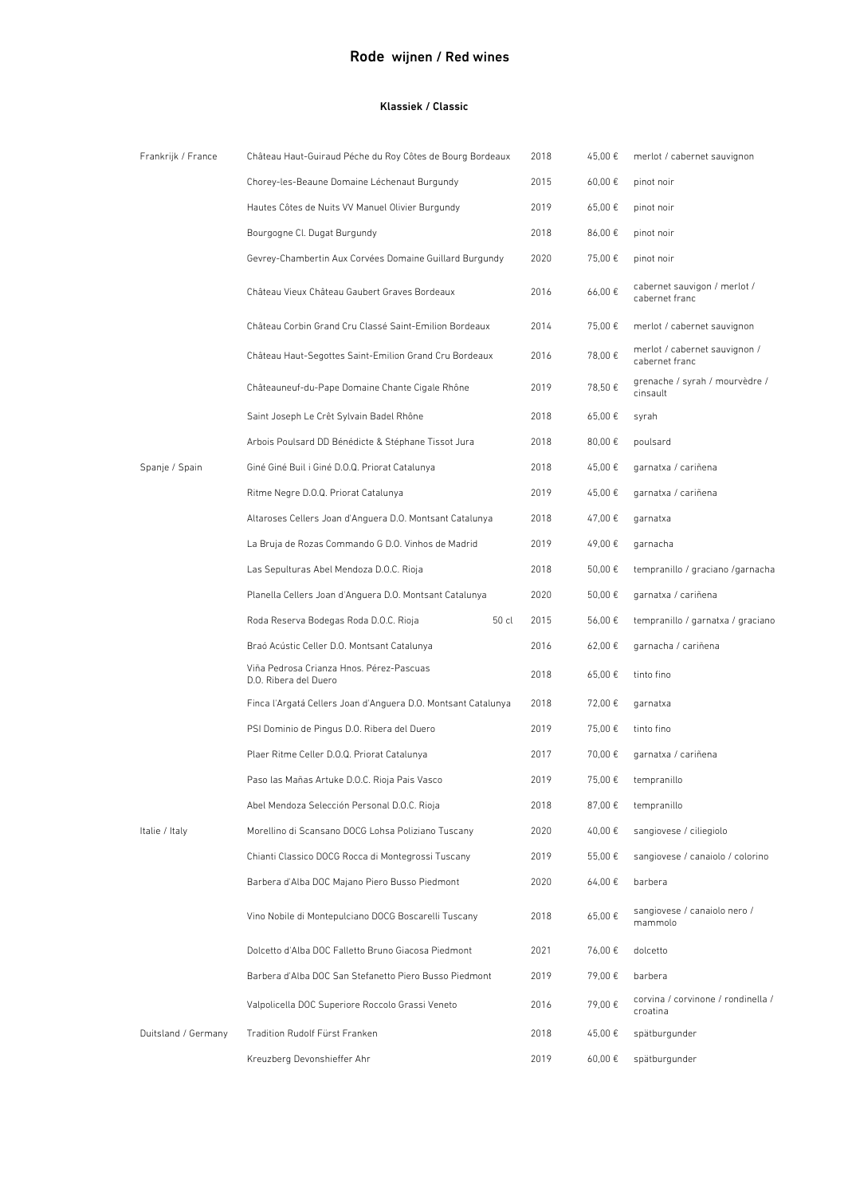# Rode wijnen / Red wines

### Klassiek / Classic

| | | | | |
|---|---|---|---|---|
| Frankrijk / France | Château Haut-Guiraud Péche du Roy Côtes de Bourg Bordeaux | 2018 | 45,00 € | merlot / cabernet sauvignon |
| | Chorey-les-Beaune Domaine Léchenaut Burgundy | 2015 | 60,00 € | pinot noir |
| | Hautes Côtes de Nuits VV Manuel Olivier Burgundy | 2019 | 65,00 € | pinot noir |
| | Bourgogne Cl. Dugat Burgundy | 2018 | 86,00 € | pinot noir |
| | Gevrey-Chambertin Aux Corvées Domaine Guillard Burgundy | 2020 | 75,00 € | pinot noir |
| | Château Vieux Château Gaubert Graves Bordeaux | 2016 | 66,00 € | cabernet sauvigon / merlot / cabernet franc |
| | Château Corbin Grand Cru Classé Saint-Emilion Bordeaux | 2014 | 75,00 € | merlot / cabernet sauvignon |
| | Château Haut-Segottes Saint-Emilion Grand Cru Bordeaux | 2016 | 78,00 € | merlot / cabernet sauvignon / cabernet franc |
| | Châteauneuf-du-Pape Domaine Chante Cigale Rhône | 2019 | 78,50 € | grenache / syrah / mourvèdre / cinsault |
| | Saint Joseph Le Crêt Sylvain Badel Rhône | 2018 | 65,00 € | syrah |
| | Arbois Poulsard DD Bénédicte & Stéphane Tissot Jura | 2018 | 80,00 € | poulsard |
| Spanje / Spain | Giné Giné Buil i Giné D.O.Q. Priorat Catalunya | 2018 | 45,00 € | garnatxa / cariñena |
| | Ritme Negre D.O.Q. Priorat Catalunya | 2019 | 45,00 € | garnatxa / cariñena |
| | Altaroses Cellers Joan d'Anguera D.O. Montsant Catalunya | 2018 | 47,00 € | garnatxa |
| | La Bruja de Rozas Commando G D.O. Vinhos de Madrid | 2019 | 49,00 € | garnacha |
| | Las Sepulturas Abel Mendoza D.O.C. Rioja | 2018 | 50,00 € | tempranillo / graciano /garnacha |
| | Planella Cellers Joan d'Anguera D.O. Montsant Catalunya | 2020 | 50,00 € | garnatxa / cariñena |
| | Roda Reserva Bodegas Roda D.O.C. Rioja 50 cl | 2015 | 56,00 € | tempranillo / garnatxa / graciano |
| | Braó Acústic Celler D.O. Montsant Catalunya | 2016 | 62,00 € | garnacha / cariñena |
| | Viña Pedrosa Crianza Hnos. Pérez-Pascuas D.O. Ribera del Duero | 2018 | 65,00 € | tinto fino |
| | Finca l'Argatá Cellers Joan d'Anguera D.O. Montsant Catalunya | 2018 | 72,00 € | garnatxa |
| | PSI Dominio de Pingus D.O. Ribera del Duero | 2019 | 75,00 € | tinto fino |
| | Plaer Ritme Celler D.O.Q. Priorat Catalunya | 2017 | 70,00 € | garnatxa / cariñena |
| | Paso las Mañas Artuke D.O.C. Rioja Pais Vasco | 2019 | 75,00 € | tempranillo |
| | Abel Mendoza Selección Personal D.O.C. Rioja | 2018 | 87,00 € | tempranillo |
| Italie / Italy | Morellino di Scansano DOCG Lohsa Poliziano Tuscany | 2020 | 40,00 € | sangiovese / ciliegiolo |
| | Chianti Classico DOCG Rocca di Montegrossi Tuscany | 2019 | 55,00 € | sangiovese / canaiolo / colorino |
| | Barbera d'Alba DOC Majano Piero Busso Piedmont | 2020 | 64,00 € | barbera |
| | Vino Nobile di Montepulciano DOCG Boscarelli Tuscany | 2018 | 65,00 € | sangiovese / canaiolo nero / mammolo |
| | Dolcetto d'Alba DOC Falletto Bruno Giacosa Piedmont | 2021 | 76,00 € | dolcetto |
| | Barbera d'Alba DOC San Stefanetto Piero Busso Piedmont | 2019 | 79,00 € | barbera |
| | Valpolicella DOC Superiore Roccolo Grassi Veneto | 2016 | 79,00 € | corvina / corvinone / rondinella / croatina |
| Duitsland / Germany | Tradition Rudolf Fürst Franken | 2018 | 45,00 € | spätburgunder |
| | Kreuzberg Devonshieffer Ahr | 2019 | 60,00 € | spätburgunder |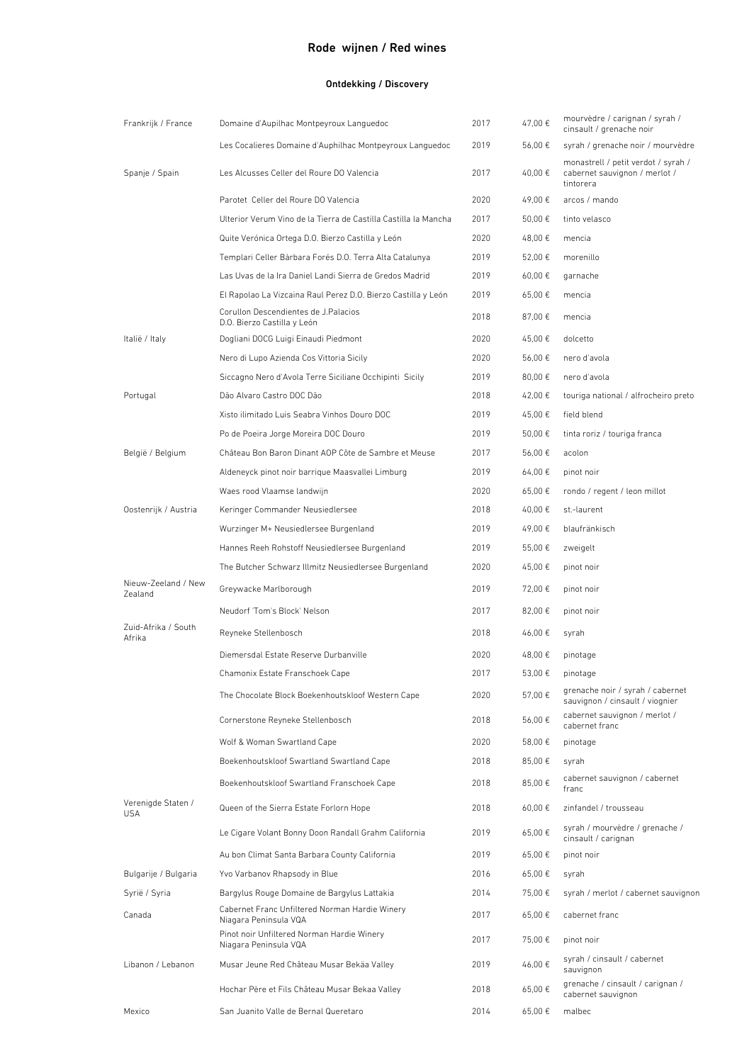# Rode wijnen / Red wines

## Ontdekking / Discovery

| | | | | |
|---|---|---|---|---|
| Frankrijk / France | Domaine d'Aupilhac Montpeyroux Languedoc | 2017 | 47,00 € | mourvèdre / carignan / syrah / cinsault / grenache noir |
| | Les Cocalieres Domaine d'Auphilhac Montpeyroux Languedoc | 2019 | 56,00 € | syrah / grenache noir / mourvèdre |
| Spanje / Spain | Les Alcusses Celler del Roure DO Valencia | 2017 | 40,00 € | monastrell / petit verdot / syrah / cabernet sauvignon / merlot / tintorera |
| | Parotet Celler del Roure DO Valencia | 2020 | 49,00 € | arcos / mando |
| | Ulterior Verum Vino de la Tierra de Castilla Castilla la Mancha | 2017 | 50,00 € | tinto velasco |
| | Quite Verónica Ortega D.O. Bierzo Castilla y León | 2020 | 48,00 € | mencia |
| | Templari Celler Bàrbara Forés D.O. Terra Alta Catalunya | 2019 | 52,00 € | morenillo |
| | Las Uvas de la Ira Daniel Landi Sierra de Gredos Madrid | 2019 | 60,00 € | garnache |
| | El Rapolao La Vizcaina Raul Perez D.O. Bierzo Castilla y León | 2019 | 65,00 € | mencia |
| | Corullon Descendientes de J.Palacios D.O. Bierzo Castilla y León | 2018 | 87,00 € | mencia |
| Italië / Italy | Dogliani DOCG Luigi Einaudi Piedmont | 2020 | 45,00 € | dolcetto |
| | Nero di Lupo Azienda Cos Vittoria Sicily | 2020 | 56,00 € | nero d'avola |
| | Siccagno Nero d'Avola Terre Siciliane Occhipinti Sicily | 2019 | 80,00 € | nero d'avola |
| Portugal | Dão Alvaro Castro DOC Dão | 2018 | 42,00 € | touriga national / alfrocheiro preto |
| | Xisto ilimitado Luis Seabra Vinhos Douro DOC | 2019 | 45,00 € | field blend |
| | Po de Poeira Jorge Moreira DOC Douro | 2019 | 50,00 € | tinta roriz / touriga franca |
| België / Belgium | Château Bon Baron Dinant AOP Côte de Sambre et Meuse | 2017 | 56,00 € | acolon |
| | Aldeneyck pinot noir barrique Maasvallei Limburg | 2019 | 64,00 € | pinot noir |
| | Waes rood Vlaamse landwijn | 2020 | 65,00 € | rondo / regent / leon millot |
| Oostenrijk / Austria | Keringer Commander Neusiedlersee | 2018 | 40,00 € | st.-laurent |
| | Wurzinger M+ Neusiedlersee Burgenland | 2019 | 49,00 € | blaufränkisch |
| | Hannes Reeh Rohstoff Neusiedlersee Burgenland | 2019 | 55,00 € | zweigelt |
| | The Butcher Schwarz Illmitz Neusiedlersee Burgenland | 2020 | 45,00 € | pinot noir |
| Nieuw-Zeeland / New Zealand | Greywacke Marlborough | 2019 | 72,00 € | pinot noir |
| | Neudorf 'Tom's Block' Nelson | 2017 | 82,00 € | pinot noir |
| Zuid-Afrika / South Afrika | Reyneke Stellenbosch | 2018 | 46,00 € | syrah |
| | Diemersdal Estate Reserve Durbanville | 2020 | 48,00 € | pinotage |
| | Chamonix Estate Franschoek Cape | 2017 | 53,00 € | pinotage |
| | The Chocolate Block Boekenhoutskloof Western Cape | 2020 | 57,00 € | grenache noir / syrah / cabernet sauvignon / cinsault / viognier |
| | Cornerstone Reyneke Stellenbosch | 2018 | 56,00 € | cabernet sauvignon / merlot / cabernet franc |
| | Wolf & Woman Swartland Cape | 2020 | 58,00 € | pinotage |
| | Boekenhoutskloof Swartland Swartland Cape | 2018 | 85,00 € | syrah |
| | Boekenhoutskloof Swartland Franschoek Cape | 2018 | 85,00 € | cabernet sauvignon / cabernet franc |
| Verenigde Staten / USA | Queen of the Sierra Estate Forlorn Hope | 2018 | 60,00 € | zinfandel / trousseau |
| | Le Cigare Volant Bonny Doon Randall Grahm California | 2019 | 65,00 € | syrah / mourvèdre / grenache / cinsault / carignan |
| | Au bon Climat Santa Barbara County California | 2019 | 65,00 € | pinot noir |
| Bulgarije / Bulgaria | Yvo Varbanov Rhapsody in Blue | 2016 | 65,00 € | syrah |
| Syrië / Syria | Bargylus Rouge Domaine de Bargylus Lattakia | 2014 | 75,00 € | syrah / merlot / cabernet sauvignon |
| Canada | Cabernet Franc Unfiltered Norman Hardie Winery Niagara Peninsula VQA | 2017 | 65,00 € | cabernet franc |
| | Pinot noir Unfiltered Norman Hardie Winery Niagara Peninsula VQA | 2017 | 75,00 € | pinot noir |
| Libanon / Lebanon | Musar Jeune Red Château Musar Bekäa Valley | 2019 | 46,00 € | syrah / cinsault / cabernet sauvignon |
| | Hochar Père et Fils Château Musar Bekaa Valley | 2018 | 65,00 € | grenache / cinsault / carignan / cabernet sauvignon |
| Mexico | San Juanito Valle de Bernal Queretaro | 2014 | 65,00 € | malbec |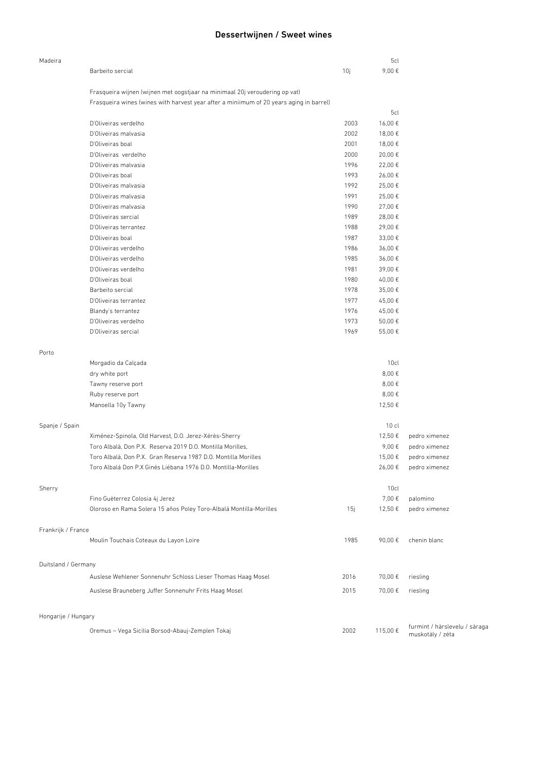# Dessertwijnen / Sweet wines

| | | | | |
|---|---|---|---|---|
| Madeira | | | 5cl | |
| | Barbeito sercial | 10j | 9,00 € | |
| | Frasqueira wijnen (wijnen met oogstjaar na minimaal 20j veroudering op vat) | | | |
| | Frasqueira wines (wines with harvest year after a miniimum of 20 years aging in barrel) | | | |
| | | | 5cl | |
| | D'Oliveiras verdelho | 2003 | 16,00 € | |
| | D'Oliveiras malvasia | 2002 | 18,00 € | |
| | D'Oliveiras boal | 2001 | 18,00 € | |
| | D'Oliveiras  verdelho | 2000 | 20,00 € | |
| | D'Oliveiras malvasia | 1996 | 22,00 € | |
| | D'Oliveiras boal | 1993 | 26,00 € | |
| | D'Oliveiras malvasia | 1992 | 25,00 € | |
| | D'Oliveiras malvasia | 1991 | 25,00 € | |
| | D'Oliveiras malvasia | 1990 | 27,00 € | |
| | D'Oliveiras sercial | 1989 | 28,00 € | |
| | D'Oliveiras terrantez | 1988 | 29,00 € | |
| | D'Oliveiras boal | 1987 | 33,00 € | |
| | D'Oliveiras verdelho | 1986 | 36,00 € | |
| | D'Oliveiras verdelho | 1985 | 36,00 € | |
| | D'Oliveiras verdelho | 1981 | 39,00 € | |
| | D'Oliveiras boal | 1980 | 40,00 € | |
| | Barbeito sercial | 1978 | 35,00 € | |
| | D'Oliveiras terrantez | 1977 | 45,00 € | |
| | Blandy's terrantez | 1976 | 45,00 € | |
| | D'Oliveiras verdelho | 1973 | 50,00 € | |
| | D'Oliveiras sercial | 1969 | 55,00 € | |
| Porto | | | | |
| | Morgadio da Calçada | | 10cl | |
| | dry white port | | 8,00 € | |
| | Tawny reserve port | | 8,00 € | |
| | Ruby reserve port | | 8,00 € | |
| | Manoella 10y Tawny | | 12,50 € | |
| Spanje / Spain | | | 10 cl | |
| | Ximénez-Spinola, Old Harvest, D.O. Jerez-Xérès-Sherry | | 12,50 € | pedro ximenez |
| | Toro Albalà, Don P.X.  Reserva 2019 D.O. Montilla Morilles, | | 9,00 € | pedro ximenez |
| | Toro Albalà, Don P.X.  Gran Reserva 1987 D.O. Montilla Morilles | | 15,00 € | pedro ximenez |
| | Toro Albalá Don P.X Ginés Liébana 1976 D.O. Montilla-Morilles | | 26,00 € | pedro ximenez |
| Sherry | | | 10cl | |
| | Fino Guèterrez Colosia 4j Jerez | | 7,00 € | palomino |
| | Oloroso en Rama Solera 15 años Poley Toro-Albalá Montilla-Morilles | 15j | 12,50 € | pedro ximenez |
| Frankrijk / France | | | | |
| | Moulin Touchais Coteaux du Layon Loire | 1985 | 90,00 € | chenin blanc |
| Duitsland / Germany | | | | |
| | Auslese Wehlener Sonnenuhr Schloss Lieser Thomas Haag Mosel | 2016 | 70,00 € | riesling |
| | Auslese Brauneberg Juffer Sonnenuhr Frits Haag Mosel | 2015 | 70,00 € | riesling |
| Hongarije / Hungary | | | | |
| | Oremus – Vega Sicilia Borsod-Abauj-Zemplen Tokaj | 2002 | 115,00 € | furmint / hàrslevelu / sàraga muskotàly / zéta |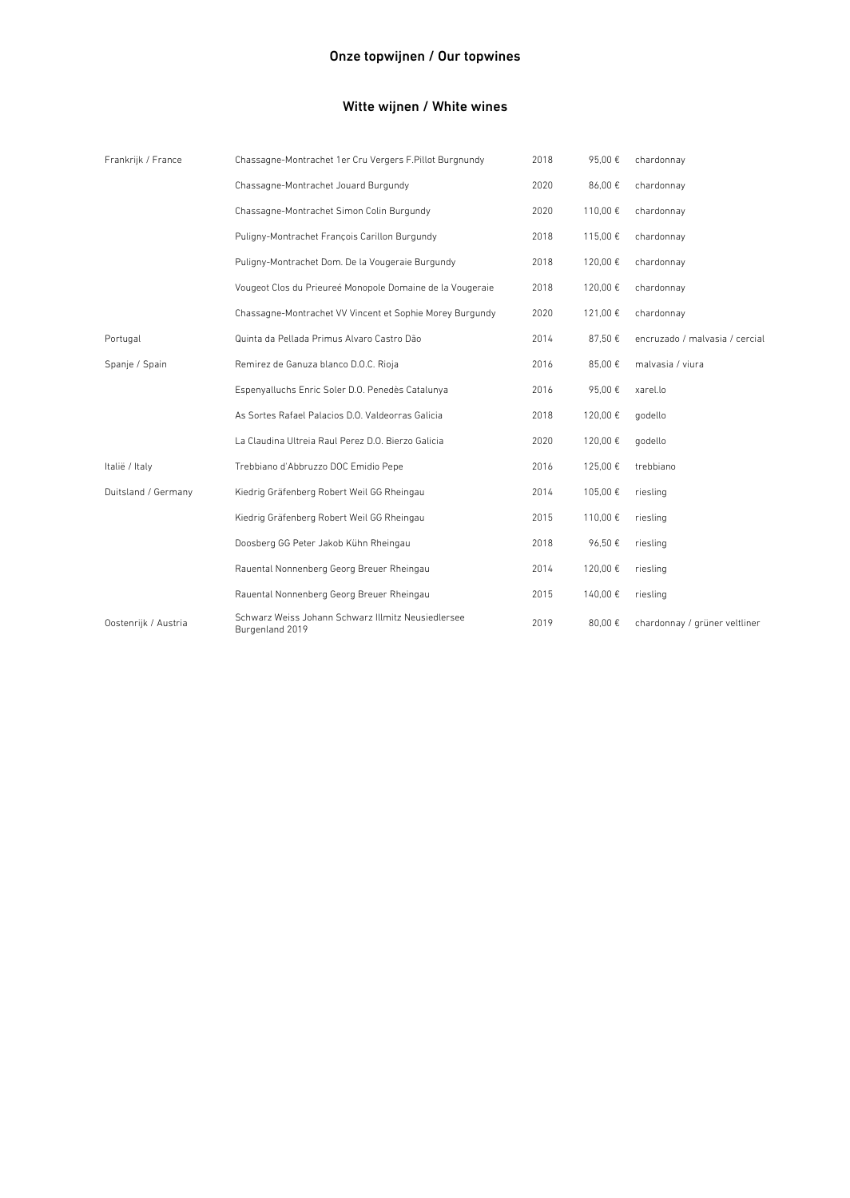## Onze topwijnen / Our topwines

### Witte wijnen / White wines

| | | | | |
|---|---|---|---|---|
| Frankrijk / France | Chassagne-Montrachet 1er Cru Vergers F.Pillot Burgnundy | 2018 | 95,00 € | chardonnay |
| | Chassagne-Montrachet Jouard Burgundy | 2020 | 86,00 € | chardonnay |
| | Chassagne-Montrachet Simon Colin Burgundy | 2020 | 110,00 € | chardonnay |
| | Puligny-Montrachet François Carillon Burgundy | 2018 | 115,00 € | chardonnay |
| | Puligny-Montrachet Dom. De la Vougeraie Burgundy | 2018 | 120,00 € | chardonnay |
| | Vougeot Clos du Prieureé Monopole Domaine de la Vougeraie | 2018 | 120,00 € | chardonnay |
| | Chassagne-Montrachet VV Vincent et Sophie Morey Burgundy | 2020 | 121,00 € | chardonnay |
| Portugal | Quinta da Pellada Primus Alvaro Castro Dão | 2014 | 87,50 € | encruzado / malvasia / cercial |
| Spanje / Spain | Remirez de Ganuza blanco D.O.C. Rioja | 2016 | 85,00 € | malvasia / viura |
| | Espenyalluchs Enric Soler D.O. Penedès Catalunya | 2016 | 95,00 € | xarel.lo |
| | As Sortes Rafael Palacios D.O. Valdeorras Galicia | 2018 | 120,00 € | godello |
| | La Claudina Ultreia Raul Perez D.O. Bierzo Galicia | 2020 | 120,00 € | godello |
| Italië / Italy | Trebbiano d'Abbruzzo DOC Emidio Pepe | 2016 | 125,00 € | trebbiano |
| Duitsland / Germany | Kiedrig Gräfenberg Robert Weil GG Rheingau | 2014 | 105,00 € | riesling |
| | Kiedrig Gräfenberg Robert Weil GG Rheingau | 2015 | 110,00 € | riesling |
| | Doosberg GG Peter Jakob Kühn Rheingau | 2018 | 96,50 € | riesling |
| | Rauental Nonnenberg Georg Breuer Rheingau | 2014 | 120,00 € | riesling |
| | Rauental Nonnenberg Georg Breuer Rheingau | 2015 | 140,00 € | riesling |
| Oostenrijk / Austria | Schwarz Weiss Johann Schwarz Illmitz Neusiedlersee Burgenland 2019 | 2019 | 80,00 € | chardonnay / grüner veltliner |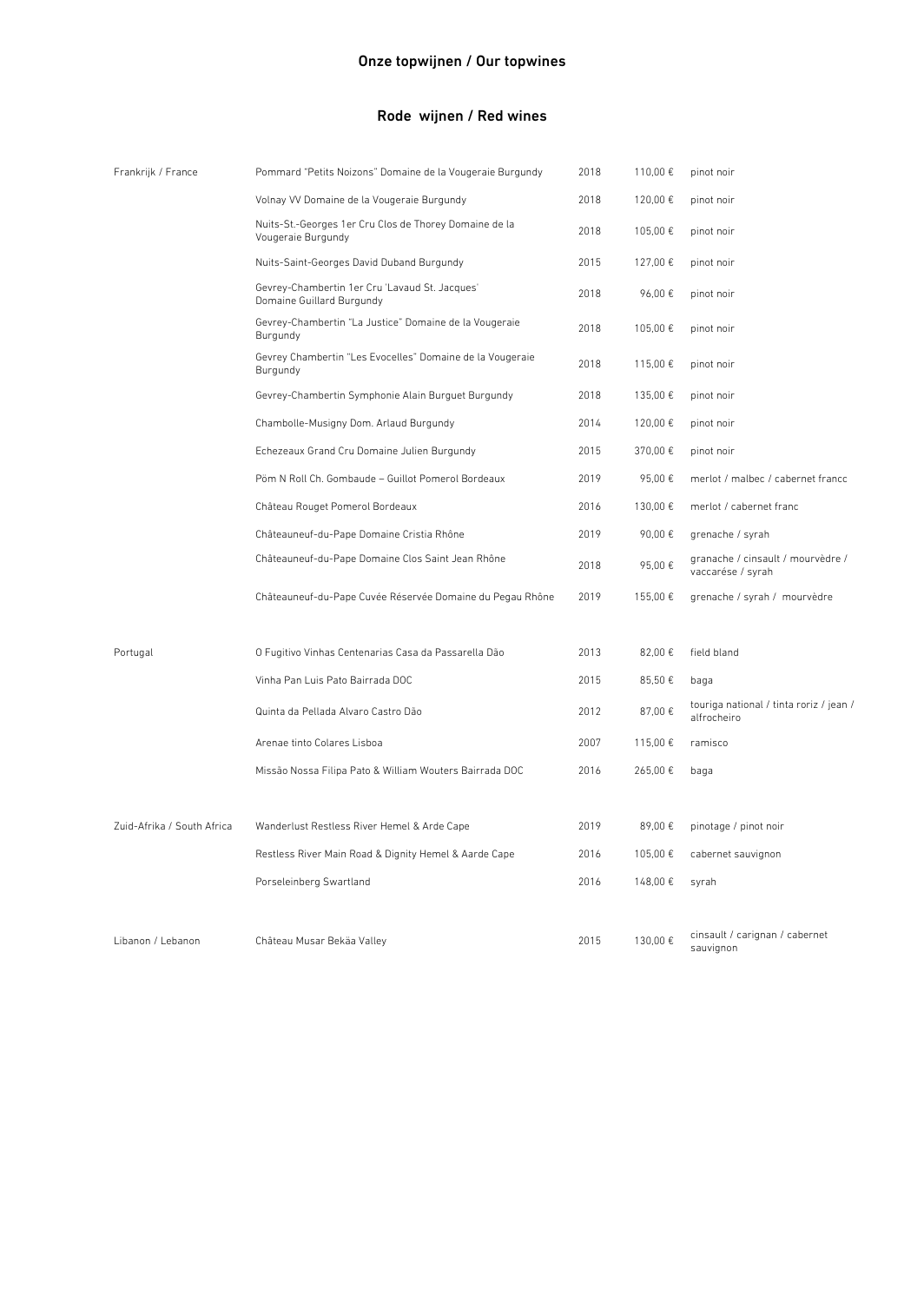## Onze topwijnen / Our topwines

### Rode wijnen / Red wines

| | | | | |
|---|---|---|---|---|
| Frankrijk / France | Pommard "Petits Noizons" Domaine de la Vougeraie Burgundy | 2018 | 110,00 € | pinot noir |
| | Volnay VV Domaine de la Vougeraie Burgundy | 2018 | 120,00 € | pinot noir |
| | Nuits-St.-Georges 1er Cru Clos de Thorey Domaine de la Vougeraie Burgundy | 2018 | 105,00 € | pinot noir |
| | Nuits-Saint-Georges David Duband Burgundy | 2015 | 127,00 € | pinot noir |
| | Gevrey-Chambertin 1er Cru 'Lavaud St. Jacques' Domaine Guillard Burgundy | 2018 | 96,00 € | pinot noir |
| | Gevrey-Chambertin "La Justice" Domaine de la Vougeraie Burgundy | 2018 | 105,00 € | pinot noir |
| | Gevrey Chambertin "Les Evocelles" Domaine de la Vougeraie Burgundy | 2018 | 115,00 € | pinot noir |
| | Gevrey-Chambertin Symphonie Alain Burguet Burgundy | 2018 | 135,00 € | pinot noir |
| | Chambolle-Musigny Dom. Arlaud Burgundy | 2014 | 120,00 € | pinot noir |
| | Echezeaux Grand Cru Domaine Julien Burgundy | 2015 | 370,00 € | pinot noir |
| | Pòm N Roll Ch. Gombaude – Guillot Pomerol Bordeaux | 2019 | 95,00 € | merlot / malbec / cabernet francc |
| | Château Rouget Pomerol Bordeaux | 2016 | 130,00 € | merlot / cabernet franc |
| | Châteauneuf-du-Pape Domaine Cristia Rhône | 2019 | 90,00 € | grenache / syrah |
| | Châteauneuf-du-Pape Domaine Clos Saint Jean Rhône | 2018 | 95,00 € | granache / cinsault / mourvèdre / vaccarése / syrah |
| | Châteauneuf-du-Pape Cuvée Réservée Domaine du Pegau Rhône | 2019 | 155,00 € | grenache / syrah / mourvèdre |
| Portugal | O Fugitivo Vinhas Centenarias Casa da Passarella Dão | 2013 | 82,00 € | field bland |
| | Vinha Pan Luis Pato Bairrada DOC | 2015 | 85,50 € | baga |
| | Quinta da Pellada Alvaro Castro Dão | 2012 | 87,00 € | touriga national / tinta roriz / jean / alfrocheiro |
| | Arenae tinto Colares Lisboa | 2007 | 115,00 € | ramisco |
| | Missão Nossa Filipa Pato & William Wouters Bairrada DOC | 2016 | 265,00 € | baga |
| Zuid-Afrika / South Africa | Wanderlust Restless River Hemel & Arde Cape | 2019 | 89,00 € | pinotage / pinot noir |
| | Restless River Main Road & Dignity Hemel & Aarde Cape | 2016 | 105,00 € | cabernet sauvignon |
| | Porseleinberg Swartland | 2016 | 148,00 € | syrah |
| Libanon / Lebanon | Château Musar Bekäa Valley | 2015 | 130,00 € | cinsault / carignan / cabernet sauvignon |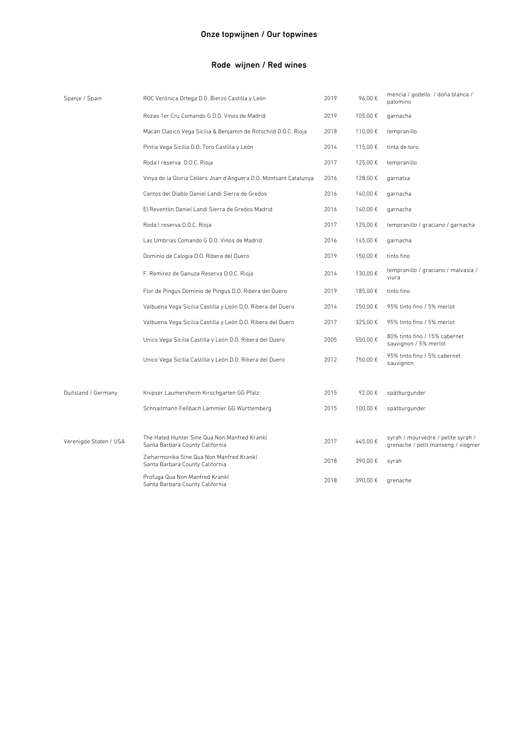## Onze topwijnen / Our topwines

### Rode wijnen / Red wines

| | | | | |
|---|---|---|---|---|
| Spanje / Spain | ROC Verónica Ortega D.O. Bierzo Castilla y León | 2019 | 96,00 € | mencia / godello / doña blanca / palomino |
| | Rozas 1er Cru Comando G D.O. Vinos de Madrid | 2019 | 105,00 € | garnacha |
| | Macàn Clasico Vega Sicilia & Benjamin de Rotschild D.O.C. Rioja | 2018 | 110,00 € | tempranillo |
| | Pintia Vega Sicilia D.O. Toro Castilla y León | 2014 | 115,00 € | tinta de toro |
| | Roda I reserva D.O.C. Rioja | 2017 | 125,00 € | tempranillo |
| | Vinya de la Gloria Cellers Joan d'Anguera D.O. Montsant Catalunya | 2016 | 128,00 € | garnatxa |
| | Cantos del Diablo Daniel Landi Sierra de Gredos | 2016 | 140,00 € | garnacha |
| | El Reventón Daniel Landi Sierra de Gredos Madrid | 2016 | 140,00 € | garnacha |
| | Roda I reserva D.O.C. Rioja | 2017 | 125,00 € | tempranillo / graciano / garnacha |
| | Las Umbrias Comando G D.O. Vinos de Madrid | 2016 | 145,00 € | garnacha |
| | Dominio de Calogia D.O. Ribera del Duero | 2019 | 150,00 € | tinto fino |
| | F. Remirez de Ganuza Reserva D.O.C. Rioja | 2014 | 130,00 € | tempranillo / graciano / malvasia / viura |
| | Flor de Pingus Dominio de Pingus D.O. Ribera del Duero | 2019 | 185,00 € | tinto fino |
| | Valbuena Vega Sicilia Castilla y León D.O. Ribera del Duero | 2014 | 250,00 € | 95% tinto fino / 5% merlot |
| | Valbuena Vega Sicilia Castilla y León D.O. Ribera del Duero | 2017 | 325,00 € | 95% tinto fino / 5% merlot |
| | Unico Vega Sicilia Castilla y León D.O. Ribera del Duero | 2005 | 550,00 € | 80% tinto fino / 15% cabernet sauvignon / 5% merlot |
| | Unico Vega Sicilia Castilla y León D.O. Ribera del Duero | 2012 | 750,00 € | 95% tinto fino / 5% cabernet sauvignon |
| Duitsland / Germany | Knipser Laumersheim Kirschgarten GG Pfalz | 2015 | 92,00 € | spätburgunder |
| | Schnaitmann Fellbach Lämmler GG Württemberg | 2015 | 100,00 € | spätburgunder |
| Verenigde Staten / USA | The Hated Hunter Sine Qua Non Manfred Krankl Santa Barbara County California | 2017 | 445,00 € | syrah / mourvèdre / petite syrah / grenache / petit manseng / viognier |
| | Zieharmonika Sine Qua Non Manfred Krankl Santa Barbara County California | 2018 | 390,00 € | syrah |
| | Profuga Qua Non Manfred Krankl Santa Barbara County California | 2018 | 390,00 € | grenache |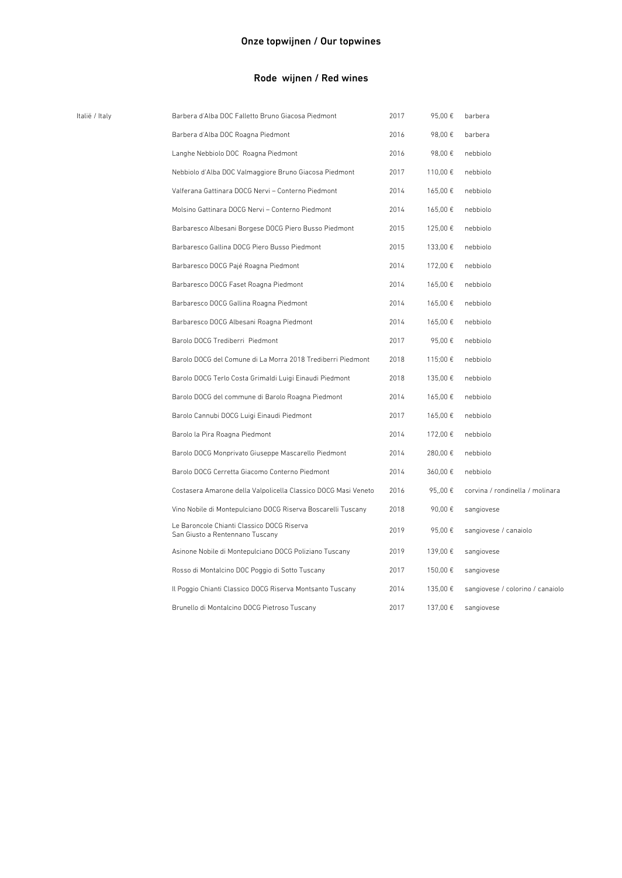## Onze topwijnen / Our topwines

## Rode wijnen / Red wines

| | | | | |
|---|---|---|---|---|
| Italië / Italy | Barbera d'Alba DOC Falletto Bruno Giacosa Piedmont | 2017 | 95,00 € | barbera |
| | Barbera d'Alba DOC Roagna Piedmont | 2016 | 98,00 € | barbera |
| | Langhe Nebbiolo DOC Roagna Piedmont | 2016 | 98,00 € | nebbiolo |
| | Nebbiolo d'Alba DOC Valmaggiore Bruno Giacosa Piedmont | 2017 | 110,00 € | nebbiolo |
| | Valferana Gattinara DOCG Nervi – Conterno Piedmont | 2014 | 165,00 € | nebbiolo |
| | Molsino Gattinara DOCG Nervi – Conterno Piedmont | 2014 | 165,00 € | nebbiolo |
| | Barbaresco Albesani Borgese DOCG Piero Busso Piedmont | 2015 | 125,00 € | nebbiolo |
| | Barbaresco Gallina DOCG Piero Busso Piedmont | 2015 | 133,00 € | nebbiolo |
| | Barbaresco DOCG Pajé Roagna Piedmont | 2014 | 172,00 € | nebbiolo |
| | Barbaresco DOCG Faset Roagna Piedmont | 2014 | 165,00 € | nebbiolo |
| | Barbaresco DOCG Gallina Roagna Piedmont | 2014 | 165,00 € | nebbiolo |
| | Barbaresco DOCG Albesani Roagna Piedmont | 2014 | 165,00 € | nebbiolo |
| | Barolo DOCG Trediberri Piedmont | 2017 | 95,00 € | nebbiolo |
| | Barolo DOCG del Comune di La Morra 2018 Trediberri Piedmont | 2018 | 115;00 € | nebbiolo |
| | Barolo DOCG Terlo Costa Grimaldi Luigi Einaudi Piedmont | 2018 | 135,00 € | nebbiolo |
| | Barolo DOCG del commune di Barolo Roagna Piedmont | 2014 | 165,00 € | nebbiolo |
| | Barolo Cannubi DOCG Luigi Einaudi Piedmont | 2017 | 165,00 € | nebbiolo |
| | Barolo la Pira Roagna Piedmont | 2014 | 172,00 € | nebbiolo |
| | Barolo DOCG Monprivato Giuseppe Mascarello Piedmont | 2014 | 280,00 € | nebbiolo |
| | Barolo DOCG Cerretta Giacomo Conterno Piedmont | 2014 | 360,00 € | nebbiolo |
| | Costasera Amarone della Valpolicella Classico DOCG Masi Veneto | 2016 | 95,,00 € | corvina / rondinella / molinara |
| | Vino Nobile di Montepulciano DOCG Riserva Boscarelli Tuscany | 2018 | 90,00 € | sangiovese |
| | Le Baroncole Chianti Classico DOCG Riserva San Giusto a Rentennano Tuscany | 2019 | 95,00 € | sangiovese / canaiolo |
| | Asinone Nobile di Montepulciano DOCG Poliziano Tuscany | 2019 | 139,00 € | sangiovese |
| | Rosso di Montalcino DOC Poggio di Sotto Tuscany | 2017 | 150,00 € | sangiovese |
| | Il Poggio Chianti Classico DOCG Riserva Montsanto Tuscany | 2014 | 135,00 € | sangiovese / colorino / canaiolo |
| | Brunello di Montalcino DOCG Pietroso Tuscany | 2017 | 137,00 € | sangiovese |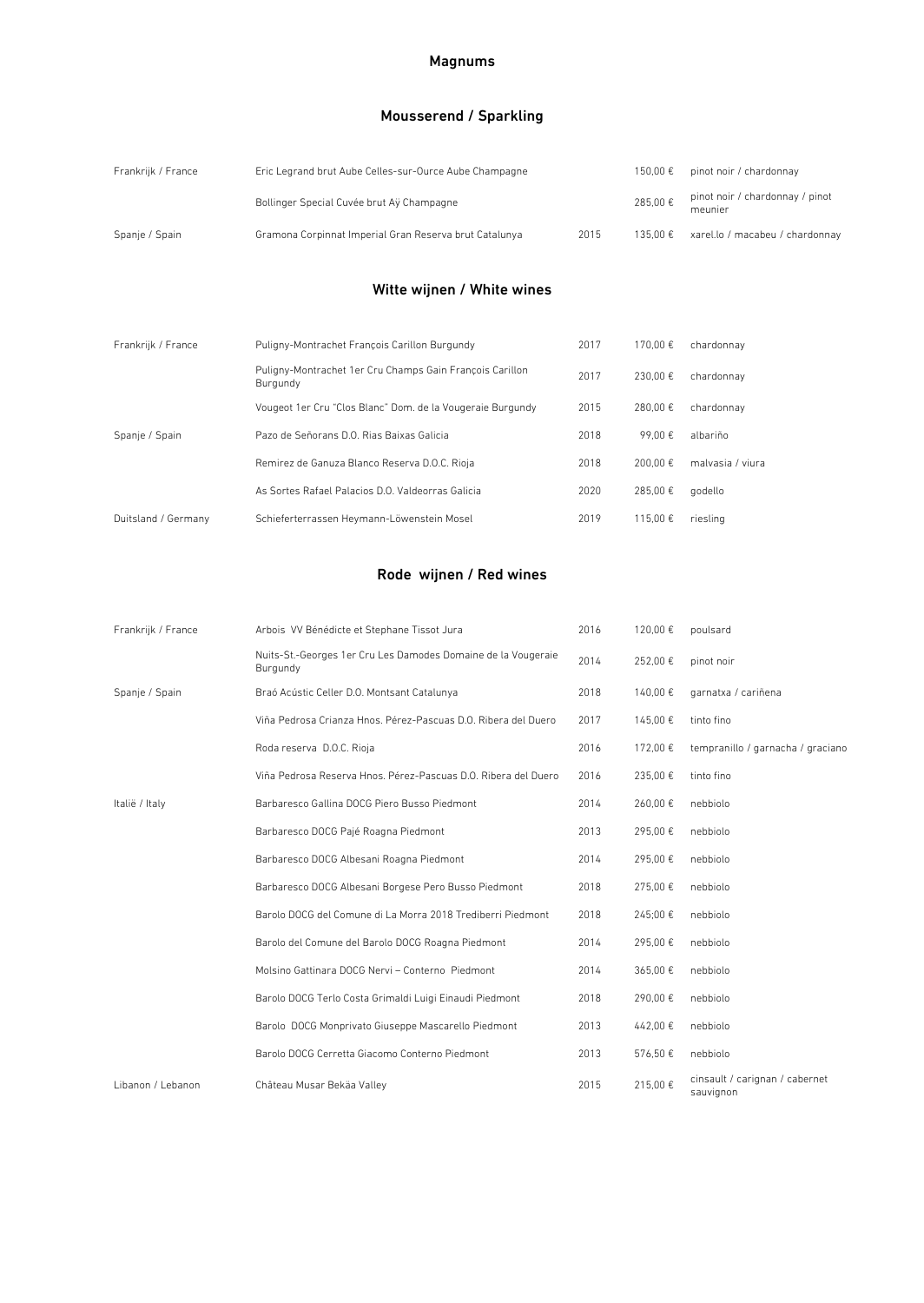## Magnums

### Mousserend / Sparkling

| | | | | |
|---|---|---|---|---|
| Frankrijk / France | Eric Legrand brut Aube Celles-sur-Ource Aube Champagne | | 150,00 € | pinot noir / chardonnay |
| | Bollinger Special Cuvée brut Aÿ Champagne | | 285,00 € | pinot noir / chardonnay / pinot meunier |
| Spanje / Spain | Gramona Corpinnat Imperial Gran Reserva brut Catalunya | 2015 | 135,00 € | xarel.lo / macabeu / chardonnay |

### Witte wijnen / White wines

| | | | | |
|---|---|---|---|---|
| Frankrijk / France | Puligny-Montrachet François Carillon Burgundy | 2017 | 170,00 € | chardonnay |
| | Puligny-Montrachet 1er Cru Champs Gain François Carillon Burgundy | 2017 | 230,00 € | chardonnay |
| | Vougeot 1er Cru "Clos Blanc" Dom. de la Vougeraie Burgundy | 2015 | 280,00 € | chardonnay |
| Spanje / Spain | Pazo de Señorans D.O. Rias Baixas Galicia | 2018 | 99,00 € | albariño |
| | Remirez de Ganuza Blanco Reserva D.O.C. Rioja | 2018 | 200,00 € | malvasia / viura |
| | As Sortes Rafael Palacios D.O. Valdeorras Galicia | 2020 | 285,00 € | godello |
| Duitsland / Germany | Schieferterrassen Heymann-Löwenstein Mosel | 2019 | 115,00 € | riesling |

### Rode wijnen / Red wines

| | | | | |
|---|---|---|---|---|
| Frankrijk / France | Arbois VV Bénédicte et Stephane Tissot Jura | 2016 | 120,00 € | poulsard |
| | Nuits-St.-Georges 1er Cru Les Damodes Domaine de la Vougeraie Burgundy | 2014 | 252,00 € | pinot noir |
| Spanje / Spain | Braó Acústic Celler D.O. Montsant Catalunya | 2018 | 140,00 € | garnatxa / cariñena |
| | Viña Pedrosa Crianza Hnos. Pérez-Pascuas D.O. Ribera del Duero | 2017 | 145,00 € | tinto fino |
| | Roda reserva D.O.C. Rioja | 2016 | 172,00 € | tempranillo / garnacha / graciano |
| | Viña Pedrosa Reserva Hnos. Pérez-Pascuas D.O. Ribera del Duero | 2016 | 235,00 € | tinto fino |
| Italië / Italy | Barbaresco Gallina DOCG Piero Busso Piedmont | 2014 | 260,00 € | nebbiolo |
| | Barbaresco DOCG Pajé Roagna Piedmont | 2013 | 295,00 € | nebbiolo |
| | Barbaresco DOCG Albesani Roagna Piedmont | 2014 | 295,00 € | nebbiolo |
| | Barbaresco DOCG Albesani Borgese Pero Busso Piedmont | 2018 | 275,00 € | nebbiolo |
| | Barolo DOCG del Comune di La Morra 2018 Trediberri Piedmont | 2018 | 245;00 € | nebbiolo |
| | Barolo del Comune del Barolo DOCG Roagna Piedmont | 2014 | 295,00 € | nebbiolo |
| | Molsino Gattinara DOCG Nervi – Conterno Piedmont | 2014 | 365,00 € | nebbiolo |
| | Barolo DOCG Terlo Costa Grimaldi Luigi Einaudi Piedmont | 2018 | 290,00 € | nebbiolo |
| | Barolo DOCG Monprivato Giuseppe Mascarello Piedmont | 2013 | 442,00 € | nebbiolo |
| | Barolo DOCG Cerretta Giacomo Conterno Piedmont | 2013 | 576,50 € | nebbiolo |
| Libanon / Lebanon | Château Musar Bekäa Valley | 2015 | 215,00 € | cinsault / carignan / cabernet sauvignon |